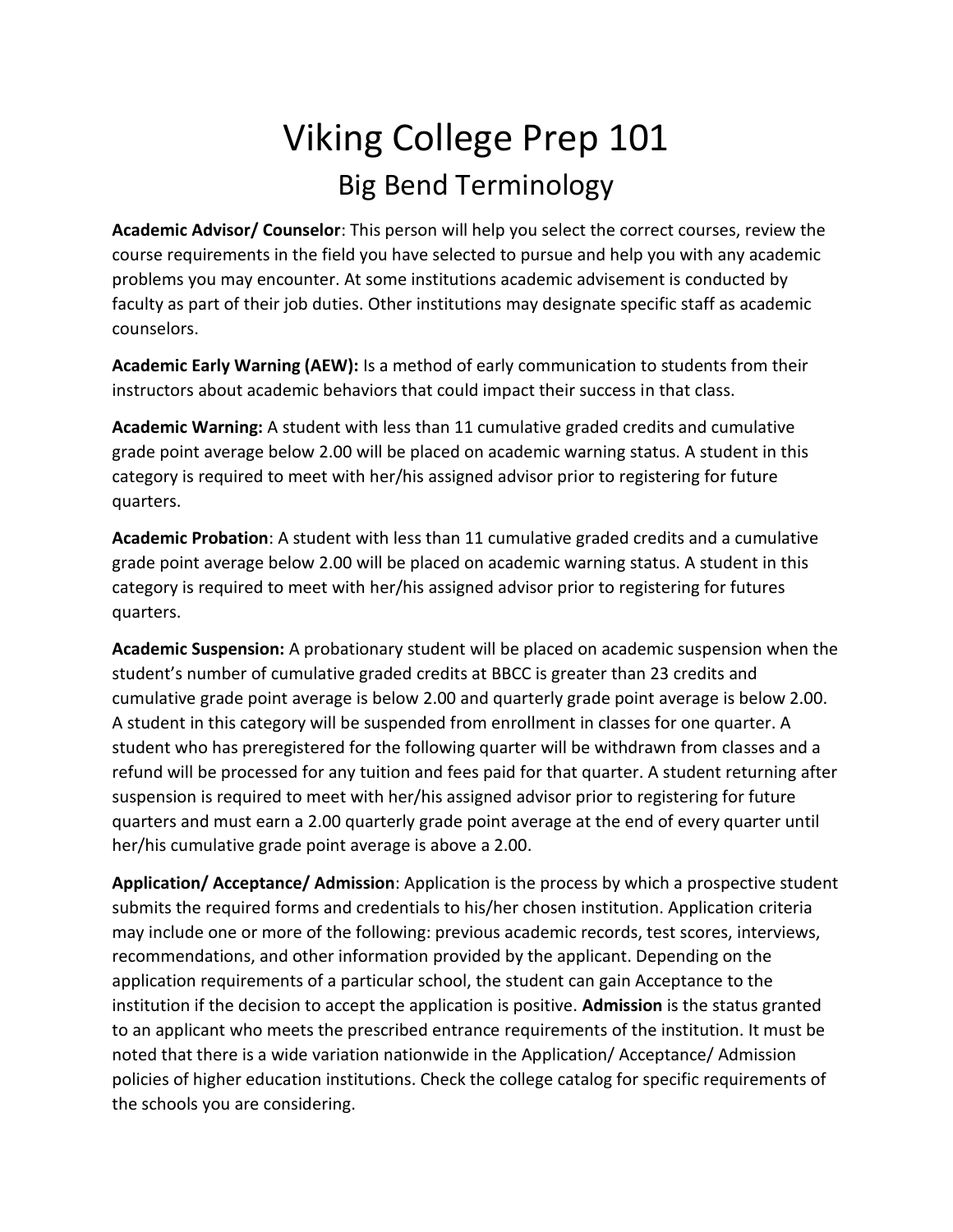# Viking College Prep 101

## Big Bend Terminology

**Academic Advisor/ Counselor**: This person will help you select the correct courses, review the course requirements in the field you have selected to pursue and help you with any academic problems you may encounter. At some institutions academic advisement is conducted by faculty as part of their job duties. Other institutions may designate specific staff as academic counselors.

**Academic Early Warning (AEW):** Is a method of early communication to students from their instructors about academic behaviors that could impact their success in that class.

**Academic Warning:** A student with less than 11 cumulative graded credits and cumulative grade point average below 2.00 will be placed on academic warning status. A student in this category is required to meet with her/his assigned advisor prior to registering for future quarters.

**Academic Probation**: A student with less than 11 cumulative graded credits and a cumulative grade point average below 2.00 will be placed on academic warning status. A student in this category is required to meet with her/his assigned advisor prior to registering for futures quarters.

**Academic Suspension:** A probationary student will be placed on academic suspension when the student's number of cumulative graded credits at BBCC is greater than 23 credits and cumulative grade point average is below 2.00 and quarterly grade point average is below 2.00. A student in this category will be suspended from enrollment in classes for one quarter. A student who has preregistered for the following quarter will be withdrawn from classes and a refund will be processed for any tuition and fees paid for that quarter. A student returning after suspension is required to meet with her/his assigned advisor prior to registering for future quarters and must earn a 2.00 quarterly grade point average at the end of every quarter until her/his cumulative grade point average is above a 2.00.

**Application/ Acceptance/ Admission**: Application is the process by which a prospective student submits the required forms and credentials to his/her chosen institution. Application criteria may include one or more of the following: previous academic records, test scores, interviews, recommendations, and other information provided by the applicant. Depending on the application requirements of a particular school, the student can gain Acceptance to the institution if the decision to accept the application is positive. **Admission** is the status granted to an applicant who meets the prescribed entrance requirements of the institution. It must be noted that there is a wide variation nationwide in the Application/ Acceptance/ Admission policies of higher education institutions. Check the college catalog for specific requirements of the schools you are considering.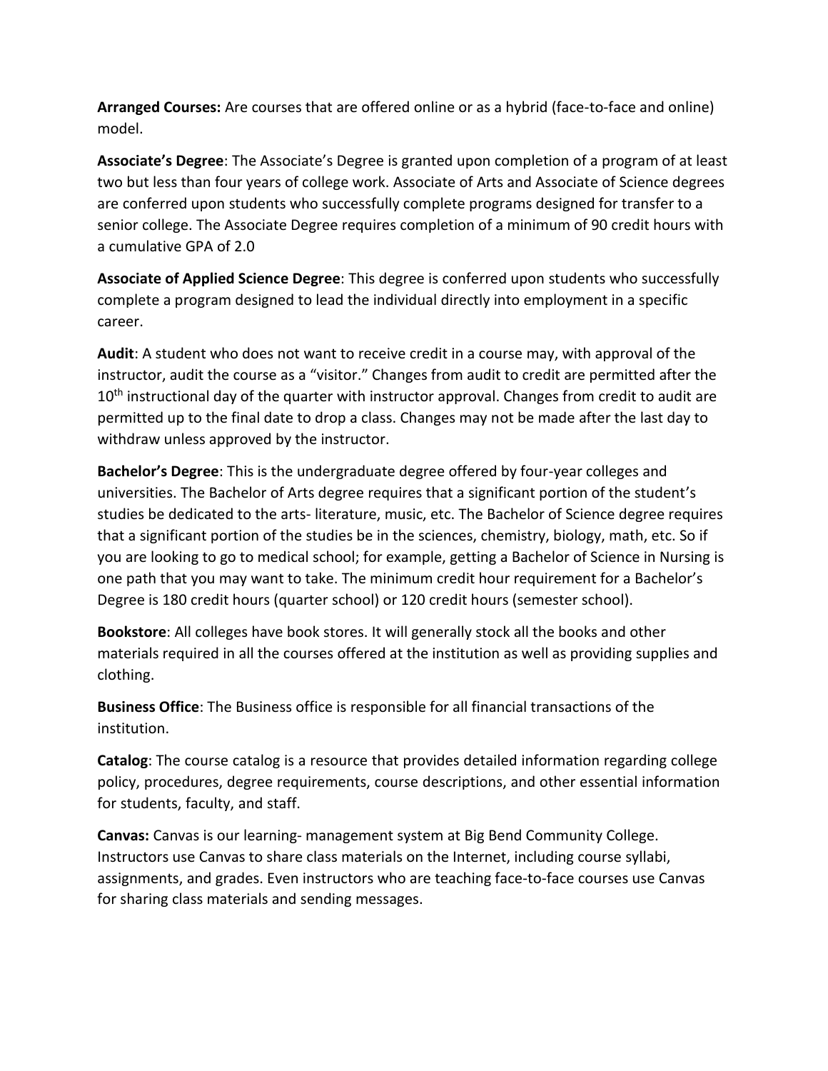**Arranged Courses:** Are courses that are offered online or as a hybrid (face-to-face and online) model.

**Associate's Degree**: The Associate's Degree is granted upon completion of a program of at least two but less than four years of college work. Associate of Arts and Associate of Science degrees are conferred upon students who successfully complete programs designed for transfer to a senior college. The Associate Degree requires completion of a minimum of 90 credit hours with a cumulative GPA of 2.0

**Associate of Applied Science Degree**: This degree is conferred upon students who successfully complete a program designed to lead the individual directly into employment in a specific career.

**Audit**: A student who does not want to receive credit in a course may, with approval of the instructor, audit the course as a "visitor." Changes from audit to credit are permitted after the 10th instructional day of the quarter with instructor approval. Changes from credit to audit are permitted up to the final date to drop a class. Changes may not be made after the last day to withdraw unless approved by the instructor.

**Bachelor's Degree**: This is the undergraduate degree offered by four-year colleges and universities. The Bachelor of Arts degree requires that a significant portion of the student's studies be dedicated to the arts- literature, music, etc. The Bachelor of Science degree requires that a significant portion of the studies be in the sciences, chemistry, biology, math, etc. So if you are looking to go to medical school; for example, getting a Bachelor of Science in Nursing is one path that you may want to take. The minimum credit hour requirement for a Bachelor's Degree is 180 credit hours (quarter school) or 120 credit hours (semester school).

**Bookstore**: All colleges have book stores. It will generally stock all the books and other materials required in all the courses offered at the institution as well as providing supplies and clothing.

**Business Office**: The Business office is responsible for all financial transactions of the institution.

**Catalog**: The course catalog is a resource that provides detailed information regarding college policy, procedures, degree requirements, course descriptions, and other essential information for students, faculty, and staff.

**Canvas:** Canvas is our learning- management system at Big Bend Community College. Instructors use Canvas to share class materials on the Internet, including course syllabi, assignments, and grades. Even instructors who are teaching face-to-face courses use Canvas for sharing class materials and sending messages.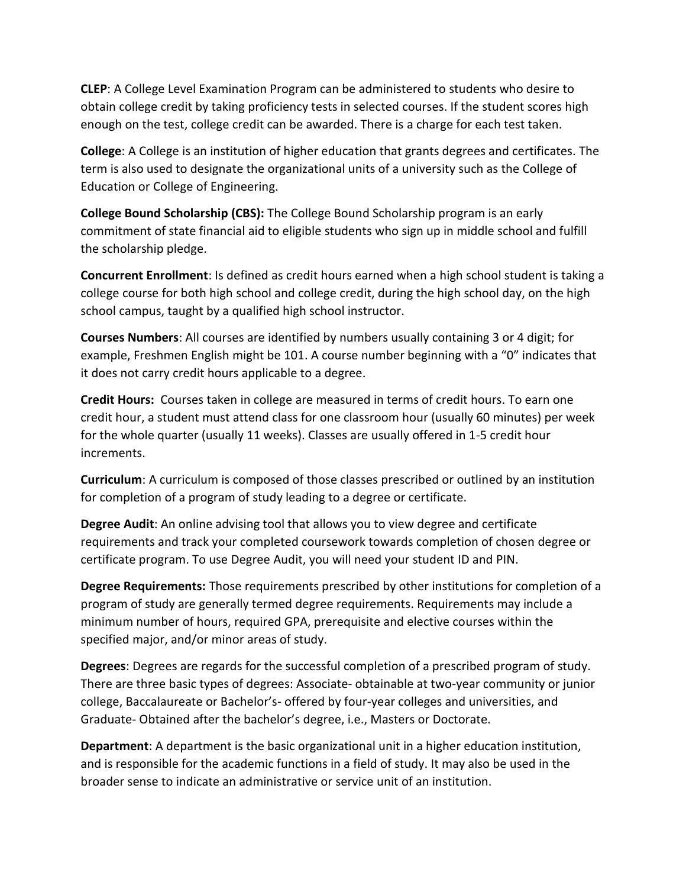**CLEP**: A College Level Examination Program can be administered to students who desire to obtain college credit by taking proficiency tests in selected courses. If the student scores high enough on the test, college credit can be awarded. There is a charge for each test taken.

**College**: A College is an institution of higher education that grants degrees and certificates. The term is also used to designate the organizational units of a university such as the College of Education or College of Engineering.

**College Bound Scholarship (CBS):** The College Bound Scholarship program is an early commitment of state financial aid to eligible students who sign up in middle school and fulfill the scholarship pledge.

**Concurrent Enrollment**: Is defined as credit hours earned when a high school student is taking a college course for both high school and college credit, during the high school day, on the high school campus, taught by a qualified high school instructor.

**Courses Numbers**: All courses are identified by numbers usually containing 3 or 4 digit; for example, Freshmen English might be 101. A course number beginning with a "0" indicates that it does not carry credit hours applicable to a degree.

**Credit Hours:** Courses taken in college are measured in terms of credit hours. To earn one credit hour, a student must attend class for one classroom hour (usually 60 minutes) per week for the whole quarter (usually 11 weeks). Classes are usually offered in 1-5 credit hour increments.

**Curriculum**: A curriculum is composed of those classes prescribed or outlined by an institution for completion of a program of study leading to a degree or certificate.

**Degree Audit**: An online advising tool that allows you to view degree and certificate requirements and track your completed coursework towards completion of chosen degree or certificate program. To use Degree Audit, you will need your student ID and PIN.

**Degree Requirements:** Those requirements prescribed by other institutions for completion of a program of study are generally termed degree requirements. Requirements may include a minimum number of hours, required GPA, prerequisite and elective courses within the specified major, and/or minor areas of study.

**Degrees**: Degrees are regards for the successful completion of a prescribed program of study. There are three basic types of degrees: Associate- obtainable at two-year community or junior college, Baccalaureate or Bachelor's- offered by four-year colleges and universities, and Graduate- Obtained after the bachelor's degree, i.e., Masters or Doctorate.

**Department**: A department is the basic organizational unit in a higher education institution, and is responsible for the academic functions in a field of study. It may also be used in the broader sense to indicate an administrative or service unit of an institution.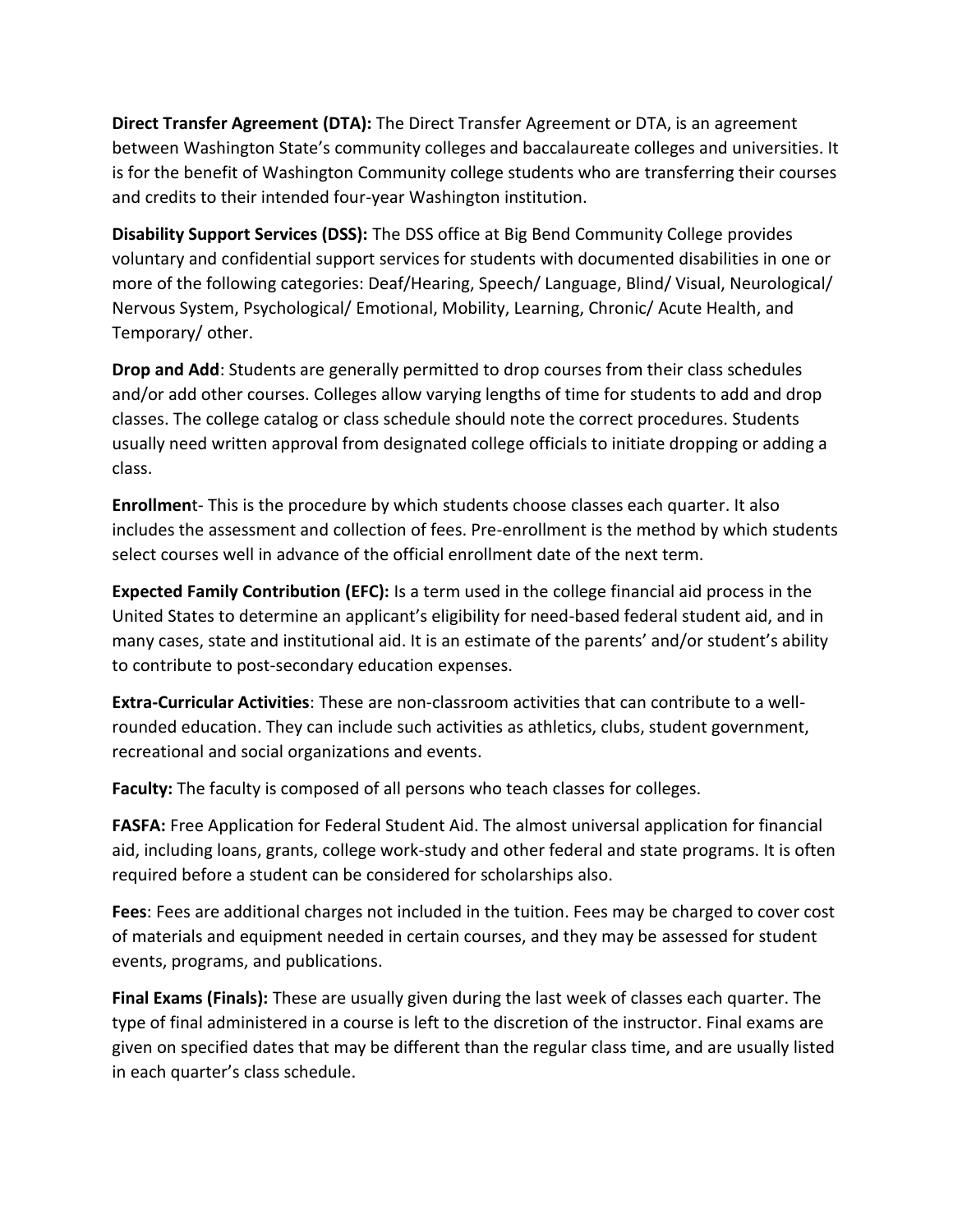**Direct Transfer Agreement (DTA):** The Direct Transfer Agreement or DTA, is an agreement between Washington State's community colleges and baccalaureate colleges and universities. It is for the benefit of Washington Community college students who are transferring their courses and credits to their intended four-year Washington institution.

**Disability Support Services (DSS):** The DSS office at Big Bend Community College provides voluntary and confidential support services for students with documented disabilities in one or more of the following categories: Deaf/Hearing, Speech/ Language, Blind/ Visual, Neurological/ Nervous System, Psychological/ Emotional, Mobility, Learning, Chronic/ Acute Health, and Temporary/ other.

**Drop and Add**: Students are generally permitted to drop courses from their class schedules and/or add other courses. Colleges allow varying lengths of time for students to add and drop classes. The college catalog or class schedule should note the correct procedures. Students usually need written approval from designated college officials to initiate dropping or adding a class.

**Enrollmen**t- This is the procedure by which students choose classes each quarter. It also includes the assessment and collection of fees. Pre-enrollment is the method by which students select courses well in advance of the official enrollment date of the next term.

**Expected Family Contribution (EFC):** Is a term used in the college financial aid process in the United States to determine an applicant's eligibility for need-based federal student aid, and in many cases, state and institutional aid. It is an estimate of the parents' and/or student's ability to contribute to post-secondary education expenses.

**Extra-Curricular Activities**: These are non-classroom activities that can contribute to a well-rounded education. They can include such activities as athletics, clubs, student government, recreational and social organizations and events.

**Faculty:** The faculty is composed of all persons who teach classes for colleges.

**FASFA:** Free Application for Federal Student Aid. The almost universal application for financial aid, including loans, grants, college work-study and other federal and state programs. It is often required before a student can be considered for scholarships also.

**Fees**: Fees are additional charges not included in the tuition. Fees may be charged to cover cost of materials and equipment needed in certain courses, and they may be assessed for student events, programs, and publications.

**Final Exams (Finals):** These are usually given during the last week of classes each quarter. The type of final administered in a course is left to the discretion of the instructor. Final exams are given on specified dates that may be different than the regular class time, and are usually listed in each quarter's class schedule.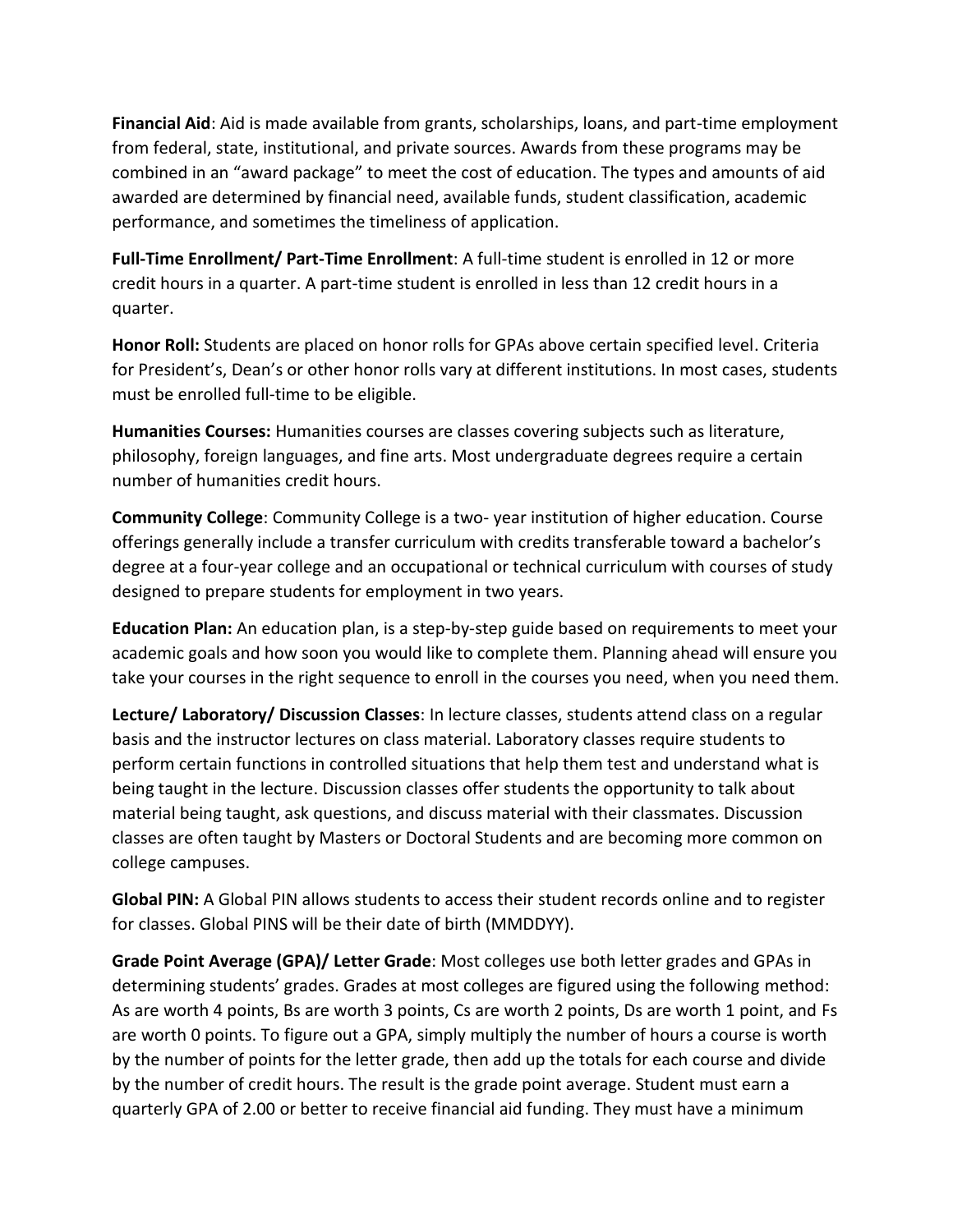**Financial Aid**: Aid is made available from grants, scholarships, loans, and part-time employment from federal, state, institutional, and private sources. Awards from these programs may be combined in an "award package" to meet the cost of education. The types and amounts of aid awarded are determined by financial need, available funds, student classification, academic performance, and sometimes the timeliness of application.

**Full-Time Enrollment/ Part-Time Enrollment**: A full-time student is enrolled in 12 or more credit hours in a quarter. A part-time student is enrolled in less than 12 credit hours in a quarter.

**Honor Roll:** Students are placed on honor rolls for GPAs above certain specified level. Criteria for President's, Dean's or other honor rolls vary at different institutions. In most cases, students must be enrolled full-time to be eligible.

**Humanities Courses:** Humanities courses are classes covering subjects such as literature, philosophy, foreign languages, and fine arts. Most undergraduate degrees require a certain number of humanities credit hours.

**Community College**: Community College is a two- year institution of higher education. Course offerings generally include a transfer curriculum with credits transferable toward a bachelor's degree at a four-year college and an occupational or technical curriculum with courses of study designed to prepare students for employment in two years.

**Education Plan:** An education plan, is a step-by-step guide based on requirements to meet your academic goals and how soon you would like to complete them. Planning ahead will ensure you take your courses in the right sequence to enroll in the courses you need, when you need them.

**Lecture/ Laboratory/ Discussion Classes**: In lecture classes, students attend class on a regular basis and the instructor lectures on class material. Laboratory classes require students to perform certain functions in controlled situations that help them test and understand what is being taught in the lecture. Discussion classes offer students the opportunity to talk about material being taught, ask questions, and discuss material with their classmates. Discussion classes are often taught by Masters or Doctoral Students and are becoming more common on college campuses.

**Global PIN:** A Global PIN allows students to access their student records online and to register for classes. Global PINS will be their date of birth (MMDDYY).

**Grade Point Average (GPA)/ Letter Grade**: Most colleges use both letter grades and GPAs in determining students' grades. Grades at most colleges are figured using the following method: As are worth 4 points, Bs are worth 3 points, Cs are worth 2 points, Ds are worth 1 point, and Fs are worth 0 points. To figure out a GPA, simply multiply the number of hours a course is worth by the number of points for the letter grade, then add up the totals for each course and divide by the number of credit hours. The result is the grade point average. Student must earn a quarterly GPA of 2.00 or better to receive financial aid funding. They must have a minimum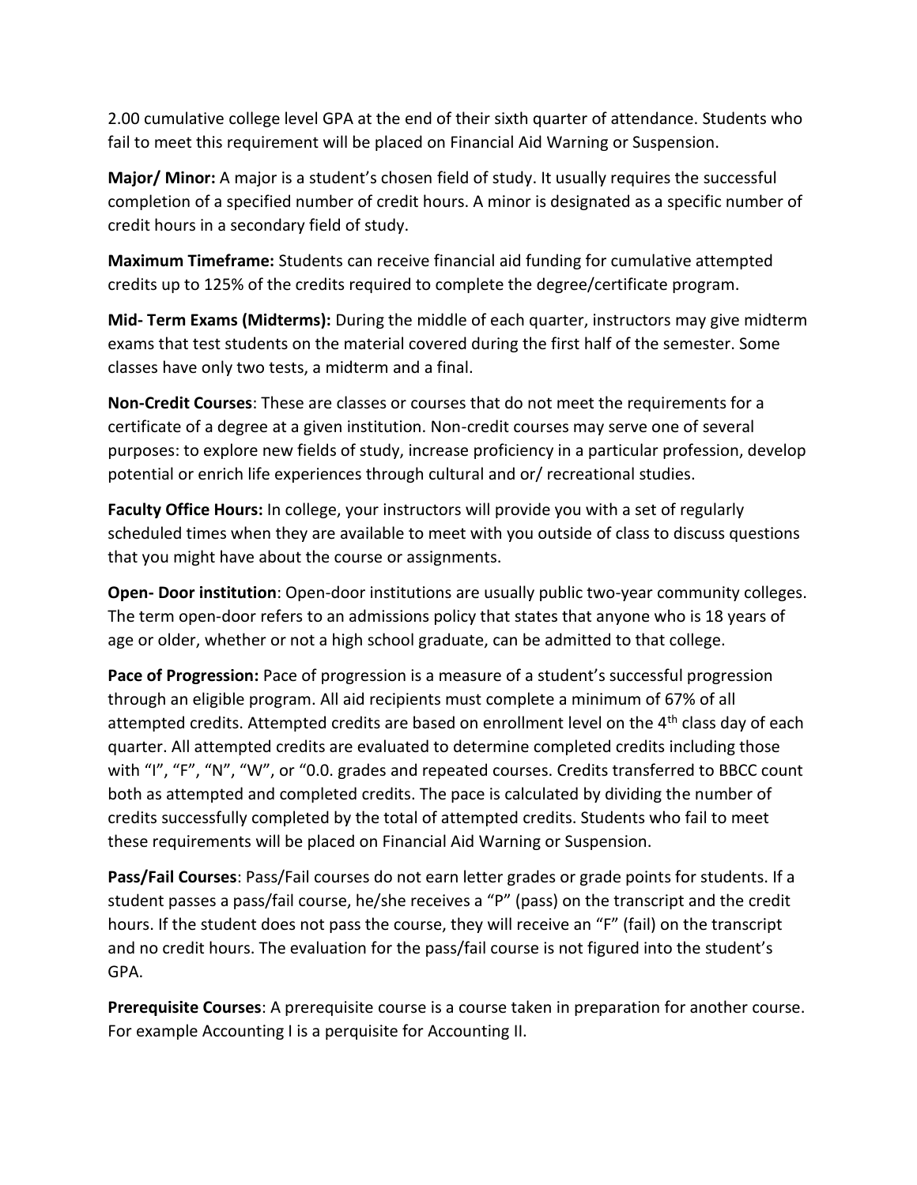2.00 cumulative college level GPA at the end of their sixth quarter of attendance. Students who fail to meet this requirement will be placed on Financial Aid Warning or Suspension.

**Major/ Minor:** A major is a student's chosen field of study. It usually requires the successful completion of a specified number of credit hours. A minor is designated as a specific number of credit hours in a secondary field of study.

**Maximum Timeframe:** Students can receive financial aid funding for cumulative attempted credits up to 125% of the credits required to complete the degree/certificate program.

**Mid- Term Exams (Midterms):** During the middle of each quarter, instructors may give midterm exams that test students on the material covered during the first half of the semester. Some classes have only two tests, a midterm and a final.

**Non-Credit Courses**: These are classes or courses that do not meet the requirements for a certificate of a degree at a given institution. Non-credit courses may serve one of several purposes: to explore new fields of study, increase proficiency in a particular profession, develop potential or enrich life experiences through cultural and or/ recreational studies.

**Faculty Office Hours:** In college, your instructors will provide you with a set of regularly scheduled times when they are available to meet with you outside of class to discuss questions that you might have about the course or assignments.

**Open- Door institution**: Open-door institutions are usually public two-year community colleges. The term open-door refers to an admissions policy that states that anyone who is 18 years of age or older, whether or not a high school graduate, can be admitted to that college.

**Pace of Progression:** Pace of progression is a measure of a student's successful progression through an eligible program. All aid recipients must complete a minimum of 67% of all attempted credits. Attempted credits are based on enrollment level on the 4th class day of each quarter. All attempted credits are evaluated to determine completed credits including those with "I", "F", "N", "W", or "0.0. grades and repeated courses. Credits transferred to BBCC count both as attempted and completed credits. The pace is calculated by dividing the number of credits successfully completed by the total of attempted credits. Students who fail to meet these requirements will be placed on Financial Aid Warning or Suspension.

**Pass/Fail Courses**: Pass/Fail courses do not earn letter grades or grade points for students. If a student passes a pass/fail course, he/she receives a "P" (pass) on the transcript and the credit hours. If the student does not pass the course, they will receive an "F" (fail) on the transcript and no credit hours. The evaluation for the pass/fail course is not figured into the student's GPA.

**Prerequisite Courses**: A prerequisite course is a course taken in preparation for another course. For example Accounting I is a perquisite for Accounting II.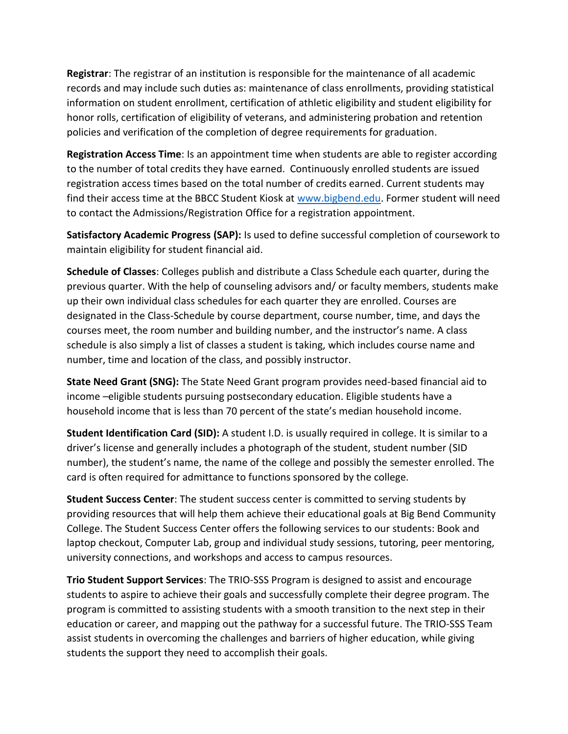**Registrar**: The registrar of an institution is responsible for the maintenance of all academic records and may include such duties as: maintenance of class enrollments, providing statistical information on student enrollment, certification of athletic eligibility and student eligibility for honor rolls, certification of eligibility of veterans, and administering probation and retention policies and verification of the completion of degree requirements for graduation.

**Registration Access Time**: Is an appointment time when students are able to register according to the number of total credits they have earned. Continuously enrolled students are issued registration access times based on the total number of credits earned. Current students may find their access time at the BBCC Student Kiosk at [www.bigbend.edu](www.bigbend.edu). Former student will need to contact the Admissions/Registration Office for a registration appointment.

**Satisfactory Academic Progress (SAP):** Is used to define successful completion of coursework to maintain eligibility for student financial aid.

**Schedule of Classes**: Colleges publish and distribute a Class Schedule each quarter, during the previous quarter. With the help of counseling advisors and/ or faculty members, students make up their own individual class schedules for each quarter they are enrolled. Courses are designated in the Class-Schedule by course department, course number, time, and days the courses meet, the room number and building number, and the instructor's name. A class schedule is also simply a list of classes a student is taking, which includes course name and number, time and location of the class, and possibly instructor.

**State Need Grant (SNG):** The State Need Grant program provides need-based financial aid to income –eligible students pursuing postsecondary education. Eligible students have a household income that is less than 70 percent of the state's median household income.

**Student Identification Card (SID):** A student I.D. is usually required in college. It is similar to a driver's license and generally includes a photograph of the student, student number (SID number), the student's name, the name of the college and possibly the semester enrolled. The card is often required for admittance to functions sponsored by the college.

**Student Success Center**: The student success center is committed to serving students by providing resources that will help them achieve their educational goals at Big Bend Community College. The Student Success Center offers the following services to our students: Book and laptop checkout, Computer Lab, group and individual study sessions, tutoring, peer mentoring, university connections, and workshops and access to campus resources.

**Trio Student Support Services**: The TRIO-SSS Program is designed to assist and encourage students to aspire to achieve their goals and successfully complete their degree program. The program is committed to assisting students with a smooth transition to the next step in their education or career, and mapping out the pathway for a successful future. The TRIO-SSS Team assist students in overcoming the challenges and barriers of higher education, while giving students the support they need to accomplish their goals.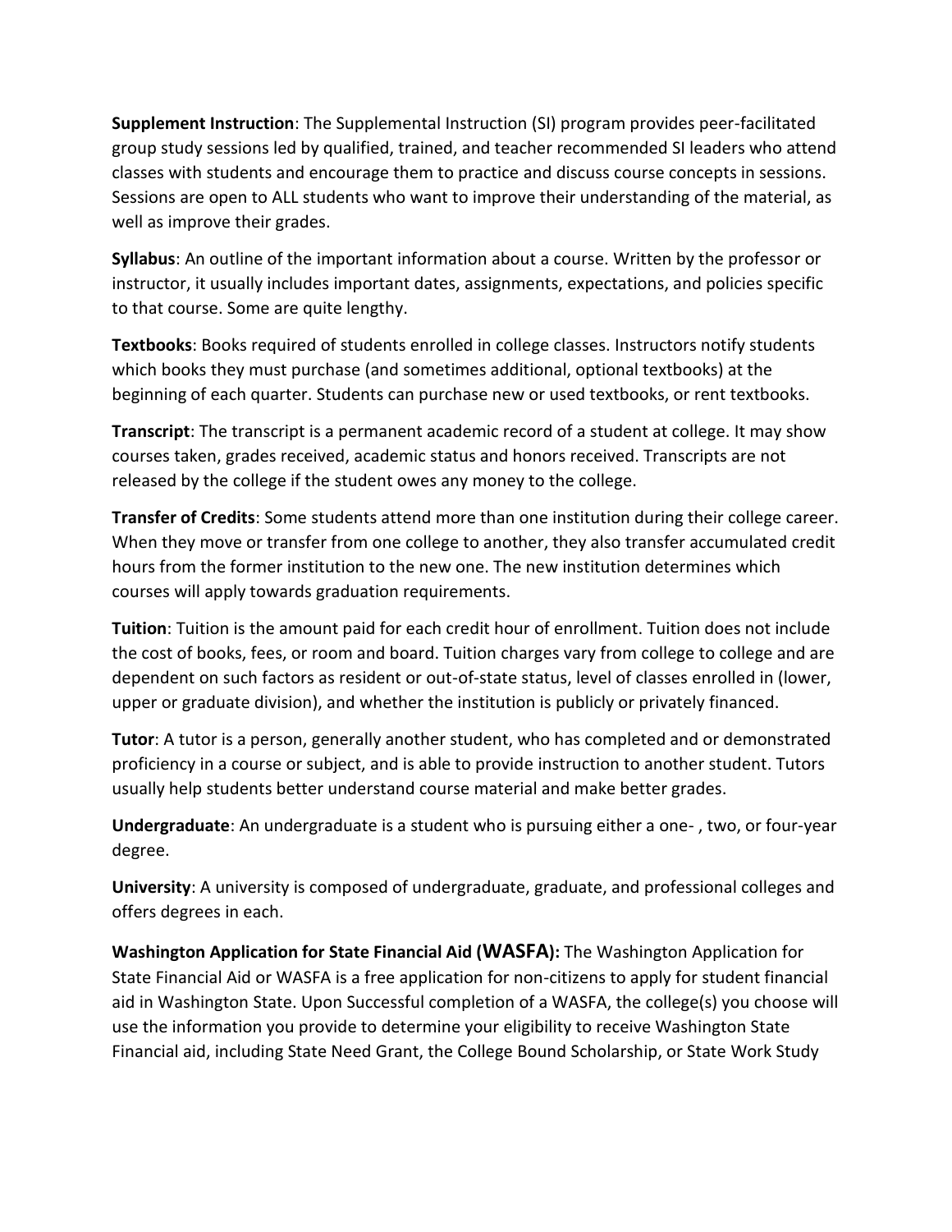**Supplement Instruction**: The Supplemental Instruction (SI) program provides peer-facilitated group study sessions led by qualified, trained, and teacher recommended SI leaders who attend classes with students and encourage them to practice and discuss course concepts in sessions. Sessions are open to ALL students who want to improve their understanding of the material, as well as improve their grades.

**Syllabus**: An outline of the important information about a course. Written by the professor or instructor, it usually includes important dates, assignments, expectations, and policies specific to that course. Some are quite lengthy.

**Textbooks**: Books required of students enrolled in college classes. Instructors notify students which books they must purchase (and sometimes additional, optional textbooks) at the beginning of each quarter. Students can purchase new or used textbooks, or rent textbooks.

**Transcript**: The transcript is a permanent academic record of a student at college. It may show courses taken, grades received, academic status and honors received. Transcripts are not released by the college if the student owes any money to the college.

**Transfer of Credits**: Some students attend more than one institution during their college career. When they move or transfer from one college to another, they also transfer accumulated credit hours from the former institution to the new one. The new institution determines which courses will apply towards graduation requirements.

**Tuition**: Tuition is the amount paid for each credit hour of enrollment. Tuition does not include the cost of books, fees, or room and board. Tuition charges vary from college to college and are dependent on such factors as resident or out-of-state status, level of classes enrolled in (lower, upper or graduate division), and whether the institution is publicly or privately financed.

**Tutor**: A tutor is a person, generally another student, who has completed and or demonstrated proficiency in a course or subject, and is able to provide instruction to another student. Tutors usually help students better understand course material and make better grades.

**Undergraduate**: An undergraduate is a student who is pursuing either a one- , two, or four-year degree.

**University**: A university is composed of undergraduate, graduate, and professional colleges and offers degrees in each.

**Washington Application for State Financial Aid (WASFA):** The Washington Application for State Financial Aid or WASFA is a free application for non-citizens to apply for student financial aid in Washington State. Upon Successful completion of a WASFA, the college(s) you choose will use the information you provide to determine your eligibility to receive Washington State Financial aid, including State Need Grant, the College Bound Scholarship, or State Work Study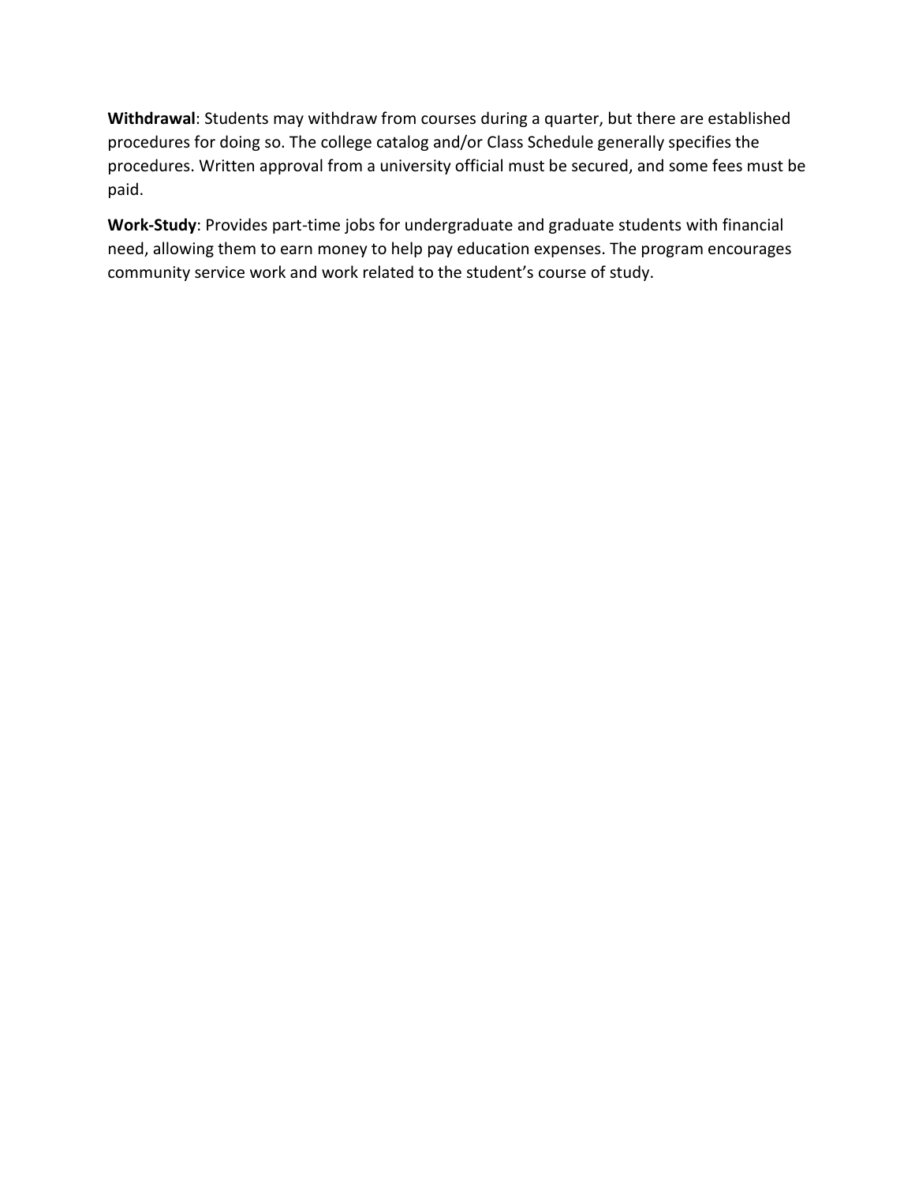**Withdrawal**: Students may withdraw from courses during a quarter, but there are established procedures for doing so. The college catalog and/or Class Schedule generally specifies the procedures. Written approval from a university official must be secured, and some fees must be paid.

**Work-Study**: Provides part-time jobs for undergraduate and graduate students with financial need, allowing them to earn money to help pay education expenses. The program encourages community service work and work related to the student's course of study.